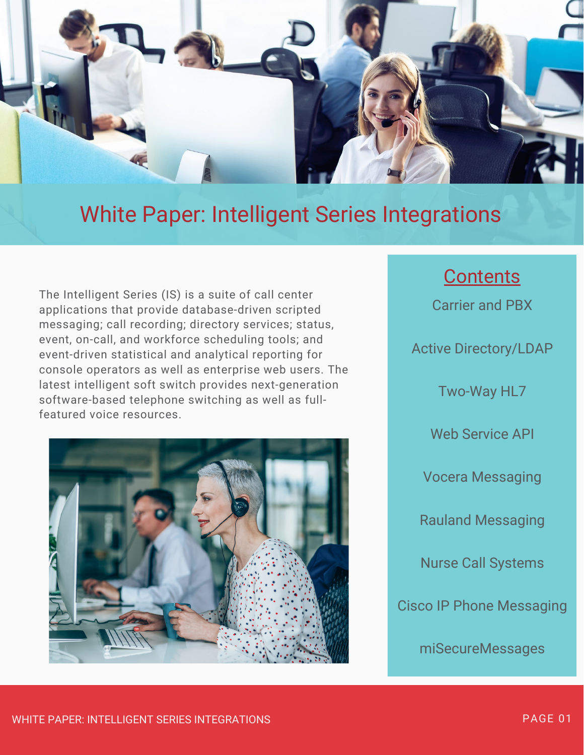# White Paper: Intelligent Series Integrations

The Intelligent Series (IS) is a suite of call center applications that provide database-driven scripted messaging; call recording; directory services; status, event, on-call, and workforce scheduling tools; and event-driven statistical and analytical reporting for console operators as well as enterprise web users. The latest intelligent soft switch provides next-generation software-based telephone switching as well as full-featured voice resources.

## Contents

- Carrier and PBX
- Active Directory/LDAP
- Two-Way HL7
- Web Service API
- Vocera Messaging
- Rauland Messaging
- Nurse Call Systems
- Cisco IP Phone Messaging
- miSecureMessages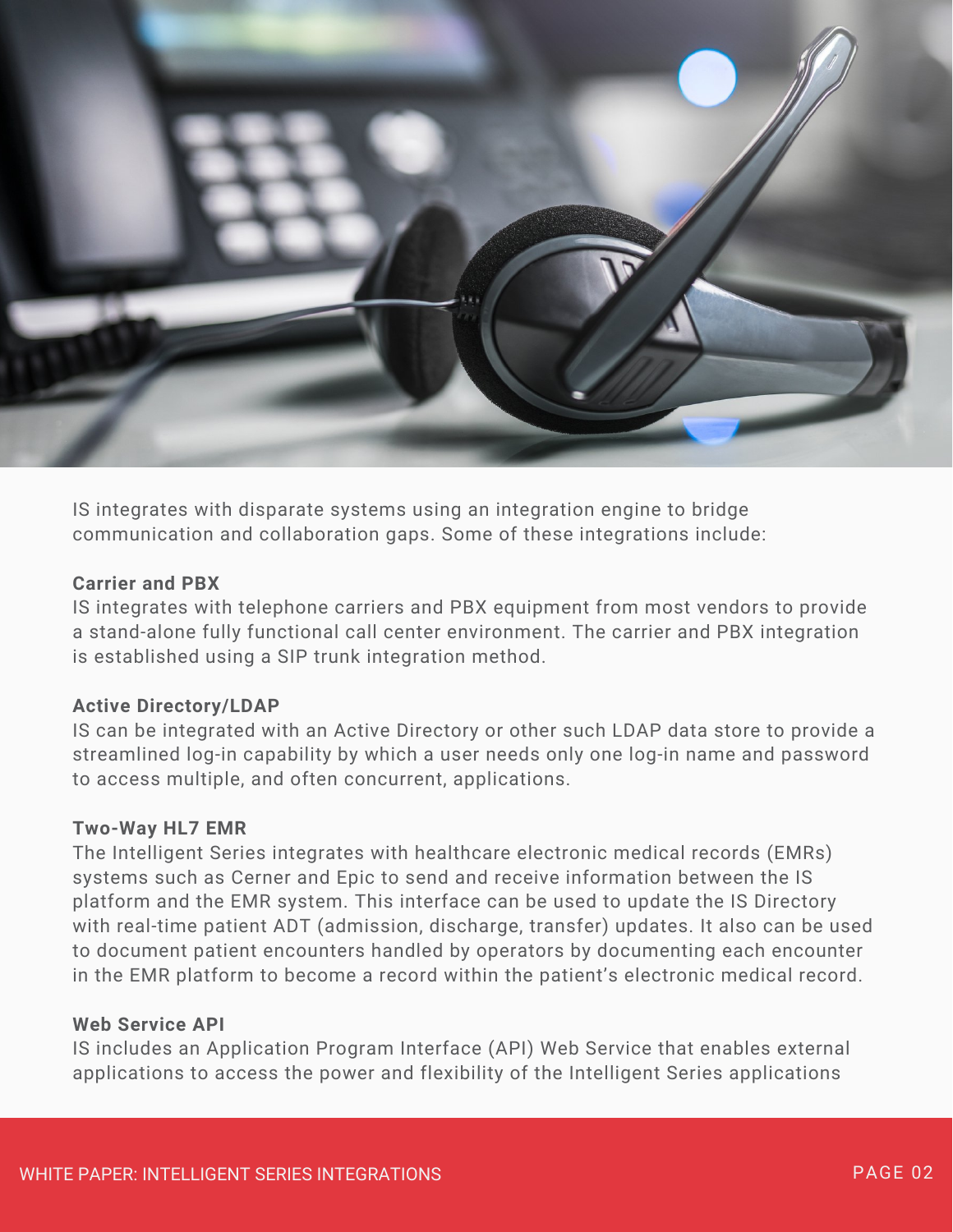IS integrates with disparate systems using an integration engine to bridge communication and collaboration gaps. Some of these integrations include:

**Carrier and PBX**

IS integrates with telephone carriers and PBX equipment from most vendors to provide a stand-alone fully functional call center environment. The carrier and PBX integration is established using a SIP trunk integration method.

**Active Directory/LDAP**

IS can be integrated with an Active Directory or other such LDAP data store to provide a streamlined log-in capability by which a user needs only one log-in name and password to access multiple, and often concurrent, applications.

**Two-Way HL7 EMR**

The Intelligent Series integrates with healthcare electronic medical records (EMRs) systems such as Cerner and Epic to send and receive information between the IS platform and the EMR system. This interface can be used to update the IS Directory with real-time patient ADT (admission, discharge, transfer) updates. It also can be used to document patient encounters handled by operators by documenting each encounter in the EMR platform to become a record within the patient's electronic medical record.

**Web Service API**

IS includes an Application Program Interface (API) Web Service that enables external applications to access the power and flexibility of the Intelligent Series applications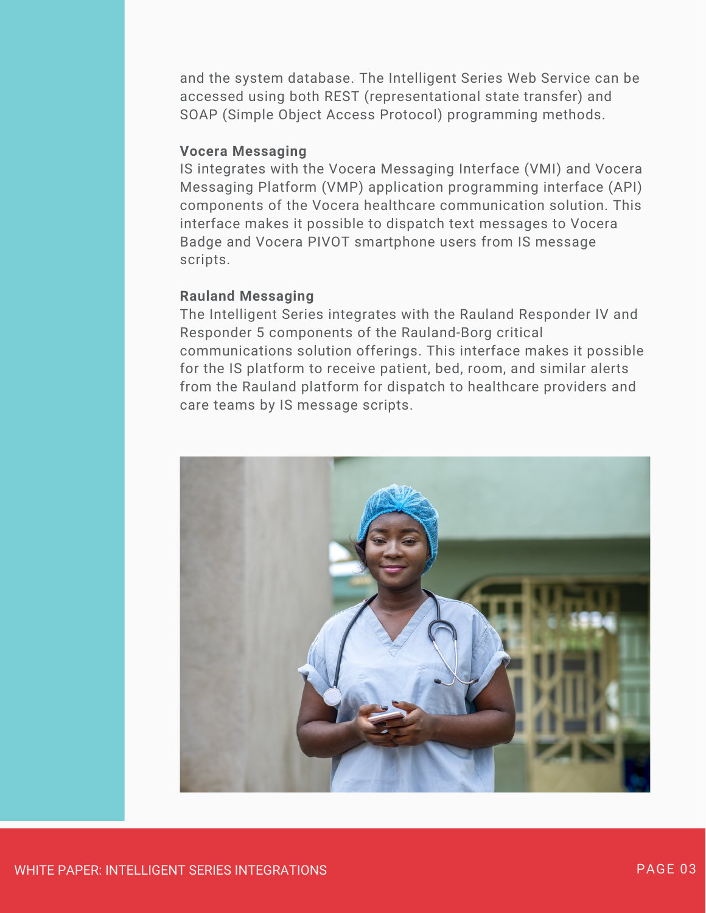and the system database. The Intelligent Series Web Service can be accessed using both REST (representational state transfer) and SOAP (Simple Object Access Protocol) programming methods.

**Vocera Messaging**

IS integrates with the Vocera Messaging Interface (VMI) and Vocera Messaging Platform (VMP) application programming interface (API) components of the Vocera healthcare communication solution. This interface makes it possible to dispatch text messages to Vocera Badge and Vocera PIVOT smartphone users from IS message scripts.

**Rauland Messaging**

The Intelligent Series integrates with the Rauland Responder IV and Responder 5 components of the Rauland-Borg critical communications solution offerings. This interface makes it possible for the IS platform to receive patient, bed, room, and similar alerts from the Rauland platform for dispatch to healthcare providers and care teams by IS message scripts.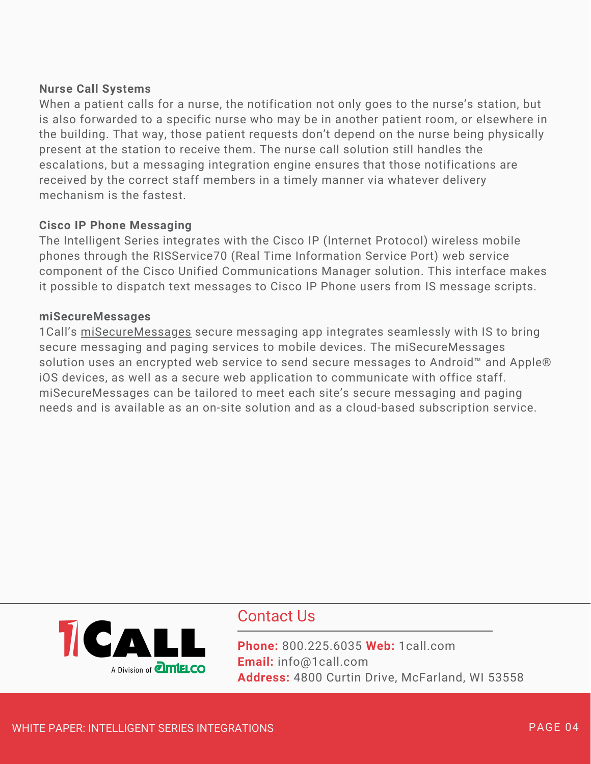**Nurse Call Systems**

When a patient calls for a nurse, the notification not only goes to the nurse's station, but is also forwarded to a specific nurse who may be in another patient room, or elsewhere in the building. That way, those patient requests don't depend on the nurse being physically present at the station to receive them. The nurse call solution still handles the escalations, but a messaging integration engine ensures that those notifications are received by the correct staff members in a timely manner via whatever delivery mechanism is the fastest.

**Cisco IP Phone Messaging**

The Intelligent Series integrates with the Cisco IP (Internet Protocol) wireless mobile phones through the RISService70 (Real Time Information Service Port) web service component of the Cisco Unified Communications Manager solution. This interface makes it possible to dispatch text messages to Cisco IP Phone users from IS message scripts.

**miSecureMessages**

1Call's miSecureMessages secure messaging app integrates seamlessly with IS to bring secure messaging and paging services to mobile devices. The miSecureMessages solution uses an encrypted web service to send secure messages to Android™ and Apple® iOS devices, as well as a secure web application to communicate with office staff. miSecureMessages can be tailored to meet each site's secure messaging and paging needs and is available as an on-site solution and as a cloud-based subscription service.

1CALL
A Division of amtelco

## Contact Us

**Phone:** 800.225.6035 **Web:** 1call.com
**Email:** info@1call.com
**Address:** 4800 Curtin Drive, McFarland, WI 53558